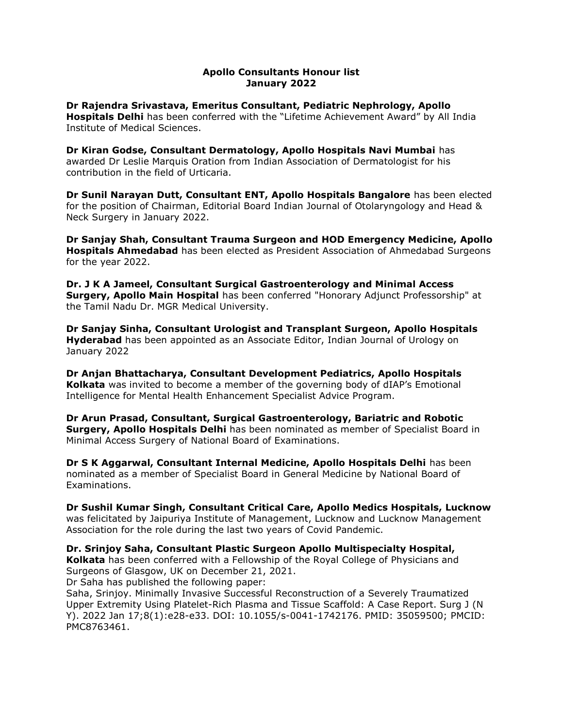**Apollo Consultants Honour list**
**January 2022**

**Dr Rajendra Srivastava, Emeritus Consultant, Pediatric Nephrology, Apollo Hospitals Delhi** has been conferred with the "Lifetime Achievement Award" by All India Institute of Medical Sciences.

**Dr Kiran Godse, Consultant Dermatology, Apollo Hospitals Navi Mumbai** has awarded Dr Leslie Marquis Oration from Indian Association of Dermatologist for his contribution in the field of Urticaria.

**Dr Sunil Narayan Dutt, Consultant ENT, Apollo Hospitals Bangalore** has been elected for the position of Chairman, Editorial Board Indian Journal of Otolaryngology and Head & Neck Surgery in January 2022.

**Dr Sanjay Shah, Consultant Trauma Surgeon and HOD Emergency Medicine, Apollo Hospitals Ahmedabad** has been elected as President Association of Ahmedabad Surgeons for the year 2022.

**Dr. J K A Jameel, Consultant Surgical Gastroenterology and Minimal Access Surgery, Apollo Main Hospital** has been conferred "Honorary Adjunct Professorship" at the Tamil Nadu Dr. MGR Medical University.

**Dr Sanjay Sinha, Consultant Urologist and Transplant Surgeon, Apollo Hospitals Hyderabad** has been appointed as an Associate Editor, Indian Journal of Urology on January 2022

**Dr Anjan Bhattacharya, Consultant Development Pediatrics, Apollo Hospitals Kolkata** was invited to become a member of the governing body of dIAP's Emotional Intelligence for Mental Health Enhancement Specialist Advice Program.

**Dr Arun Prasad, Consultant, Surgical Gastroenterology, Bariatric and Robotic Surgery, Apollo Hospitals Delhi** has been nominated as member of Specialist Board in Minimal Access Surgery of National Board of Examinations.

**Dr S K Aggarwal, Consultant Internal Medicine, Apollo Hospitals Delhi** has been nominated as a member of Specialist Board in General Medicine by National Board of Examinations.

**Dr Sushil Kumar Singh, Consultant Critical Care, Apollo Medics Hospitals, Lucknow** was felicitated by Jaipuriya Institute of Management, Lucknow and Lucknow Management Association for the role during the last two years of Covid Pandemic.

**Dr. Srinjoy Saha, Consultant Plastic Surgeon Apollo Multispecialty Hospital, Kolkata** has been conferred with a Fellowship of the Royal College of Physicians and Surgeons of Glasgow, UK on December 21, 2021.
Dr Saha has published the following paper:
Saha, Srinjoy. Minimally Invasive Successful Reconstruction of a Severely Traumatized Upper Extremity Using Platelet-Rich Plasma and Tissue Scaffold: A Case Report. Surg J (N Y). 2022 Jan 17;8(1):e28-e33. DOI: 10.1055/s-0041-1742176. PMID: 35059500; PMCID: PMC8763461.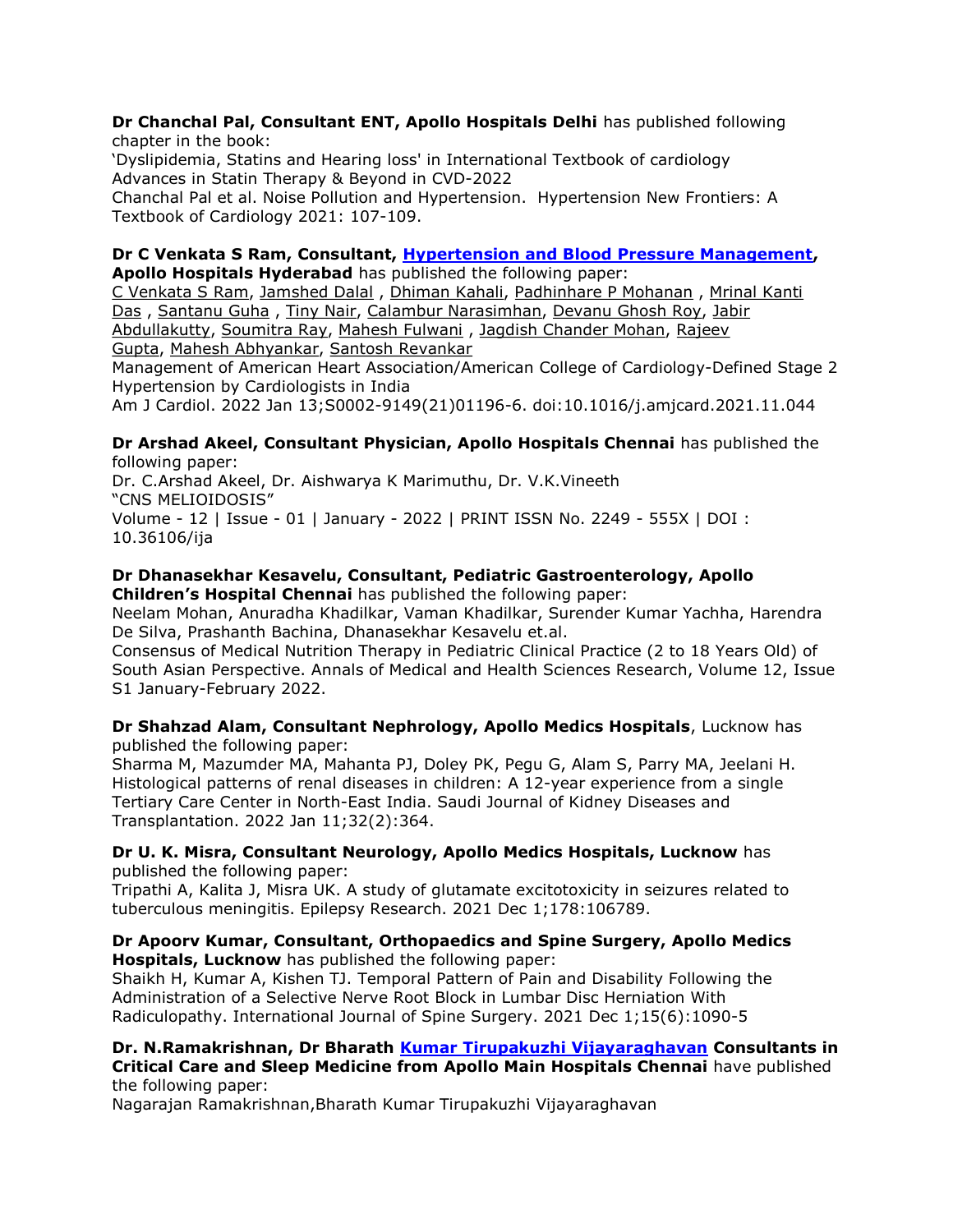**Dr Chanchal Pal, Consultant ENT, Apollo Hospitals Delhi** has published following chapter in the book:

'Dyslipidemia, Statins and Hearing loss' in International Textbook of cardiology Advances in Statin Therapy & Beyond in CVD-2022

Chanchal Pal et al. Noise Pollution and Hypertension. Hypertension New Frontiers: A Textbook of Cardiology 2021: 107-109.

**Dr C Venkata S Ram, Consultant, Hypertension and Blood Pressure Management, Apollo Hospitals Hyderabad** has published the following paper:

C Venkata S Ram, Jamshed Dalal , Dhiman Kahali, Padhinhare P Mohanan , Mrinal Kanti Das , Santanu Guha , Tiny Nair, Calambur Narasimhan, Devanu Ghosh Roy, Jabir Abdullakutty, Soumitra Ray, Mahesh Fulwani , Jagdish Chander Mohan, Rajeev Gupta, Mahesh Abhyankar, Santosh Revankar

Management of American Heart Association/American College of Cardiology-Defined Stage 2 Hypertension by Cardiologists in India

Am J Cardiol. 2022 Jan 13;S0002-9149(21)01196-6. doi:10.1016/j.amjcard.2021.11.044

**Dr Arshad Akeel, Consultant Physician, Apollo Hospitals Chennai** has published the following paper:

Dr. C.Arshad Akeel, Dr. Aishwarya K Marimuthu, Dr. V.K.Vineeth

"CNS MELIOIDOSIS"

Volume - 12 | Issue - 01 | January - 2022 | PRINT ISSN No. 2249 - 555X | DOI : 10.36106/ija

**Dr Dhanasekhar Kesavelu, Consultant, Pediatric Gastroenterology, Apollo Children's Hospital Chennai** has published the following paper:

Neelam Mohan, Anuradha Khadilkar, Vaman Khadilkar, Surender Kumar Yachha, Harendra De Silva, Prashanth Bachina, Dhanasekhar Kesavelu et.al.

Consensus of Medical Nutrition Therapy in Pediatric Clinical Practice (2 to 18 Years Old) of South Asian Perspective. Annals of Medical and Health Sciences Research, Volume 12, Issue S1 January-February 2022.

**Dr Shahzad Alam, Consultant Nephrology, Apollo Medics Hospitals**, Lucknow has published the following paper:

Sharma M, Mazumder MA, Mahanta PJ, Doley PK, Pegu G, Alam S, Parry MA, Jeelani H. Histological patterns of renal diseases in children: A 12-year experience from a single Tertiary Care Center in North-East India. Saudi Journal of Kidney Diseases and Transplantation. 2022 Jan 11;32(2):364.

**Dr U. K. Misra, Consultant Neurology, Apollo Medics Hospitals, Lucknow** has published the following paper:

Tripathi A, Kalita J, Misra UK. A study of glutamate excitotoxicity in seizures related to tuberculous meningitis. Epilepsy Research. 2021 Dec 1;178:106789.

**Dr Apoorv Kumar, Consultant, Orthopaedics and Spine Surgery, Apollo Medics Hospitals, Lucknow** has published the following paper:

Shaikh H, Kumar A, Kishen TJ. Temporal Pattern of Pain and Disability Following the Administration of a Selective Nerve Root Block in Lumbar Disc Herniation With Radiculopathy. International Journal of Spine Surgery. 2021 Dec 1;15(6):1090-5

**Dr. N.Ramakrishnan, Dr Bharath Kumar Tirupakuzhi Vijayaraghavan Consultants in Critical Care and Sleep Medicine from Apollo Main Hospitals Chennai** have published the following paper:

Nagarajan Ramakrishnan,Bharath Kumar Tirupakuzhi Vijayaraghavan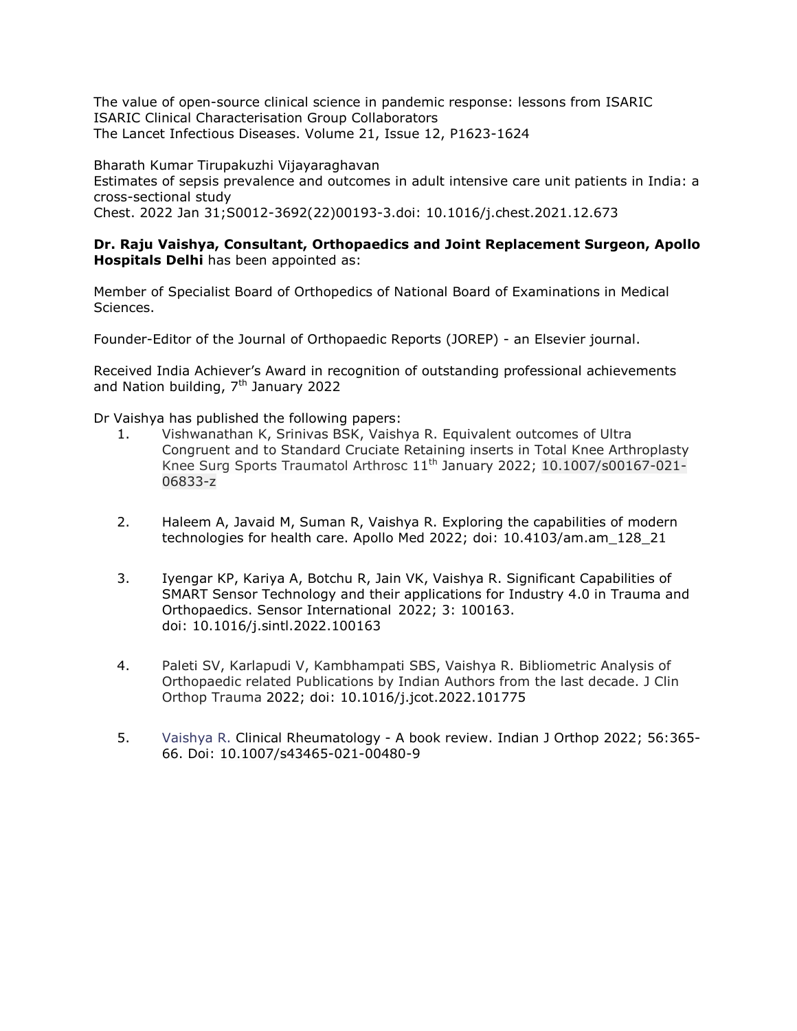The value of open-source clinical science in pandemic response: lessons from ISARIC
ISARIC Clinical Characterisation Group Collaborators
The Lancet Infectious Diseases. Volume 21, Issue 12, P1623-1624

Bharath Kumar Tirupakuzhi Vijayaraghavan
Estimates of sepsis prevalence and outcomes in adult intensive care unit patients in India: a cross-sectional study
Chest. 2022 Jan 31;S0012-3692(22)00193-3.doi: 10.1016/j.chest.2021.12.673

**Dr. Raju Vaishya, Consultant, Orthopaedics and Joint Replacement Surgeon, Apollo Hospitals Delhi** has been appointed as:

Member of Specialist Board of Orthopedics of National Board of Examinations in Medical Sciences.

Founder-Editor of the Journal of Orthopaedic Reports (JOREP) - an Elsevier journal.

Received India Achiever's Award in recognition of outstanding professional achievements and Nation building, 7th January 2022

Dr Vaishya has published the following papers:

1. Vishwanathan K, Srinivas BSK, Vaishya R. Equivalent outcomes of Ultra Congruent and to Standard Cruciate Retaining inserts in Total Knee Arthroplasty Knee Surg Sports Traumatol Arthrosc 11th January 2022; 10.1007/s00167-021-06833-z

2. Haleem A, Javaid M, Suman R, Vaishya R. Exploring the capabilities of modern technologies for health care. Apollo Med 2022; doi: 10.4103/am.am_128_21

3. Iyengar KP, Kariya A, Botchu R, Jain VK, Vaishya R. Significant Capabilities of SMART Sensor Technology and their applications for Industry 4.0 in Trauma and Orthopaedics. Sensor International 2022; 3: 100163. doi: 10.1016/j.sintl.2022.100163

4. Paleti SV, Karlapudi V, Kambhampati SBS, Vaishya R. Bibliometric Analysis of Orthopaedic related Publications by Indian Authors from the last decade. J Clin Orthop Trauma 2022; doi: 10.1016/j.jcot.2022.101775

5. Vaishya R. Clinical Rheumatology - A book review. Indian J Orthop 2022; 56:365-66. Doi: 10.1007/s43465-021-00480-9